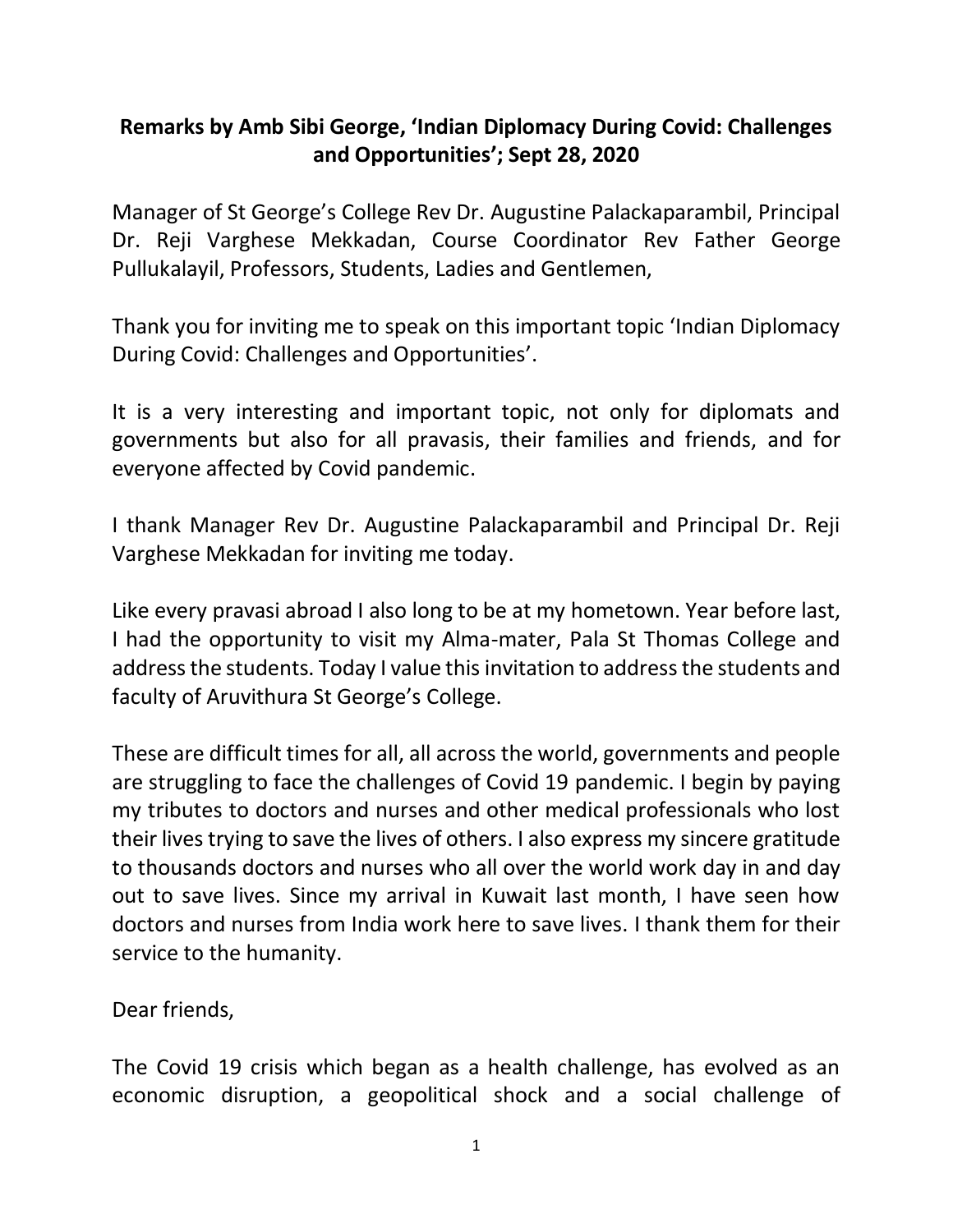**Remarks by Amb Sibi George, 'Indian Diplomacy During Covid: Challenges and Opportunities'; Sept 28, 2020**

Manager of St George's College Rev Dr. Augustine Palackaparambil, Principal Dr. Reji Varghese Mekkadan, Course Coordinator Rev Father George Pullukalayil, Professors, Students, Ladies and Gentlemen,

Thank you for inviting me to speak on this important topic 'Indian Diplomacy During Covid: Challenges and Opportunities'.

It is a very interesting and important topic, not only for diplomats and governments but also for all pravasis, their families and friends, and for everyone affected by Covid pandemic.

I thank Manager Rev Dr. Augustine Palackaparambil and Principal Dr. Reji Varghese Mekkadan for inviting me today.

Like every pravasi abroad I also long to be at my hometown. Year before last, I had the opportunity to visit my Alma-mater, Pala St Thomas College and address the students. Today I value this invitation to address the students and faculty of Aruvithura St George's College.

These are difficult times for all, all across the world, governments and people are struggling to face the challenges of Covid 19 pandemic. I begin by paying my tributes to doctors and nurses and other medical professionals who lost their lives trying to save the lives of others. I also express my sincere gratitude to thousands doctors and nurses who all over the world work day in and day out to save lives. Since my arrival in Kuwait last month, I have seen how doctors and nurses from India work here to save lives. I thank them for their service to the humanity.

Dear friends,

The Covid 19 crisis which began as a health challenge, has evolved as an economic disruption, a geopolitical shock and a social challenge of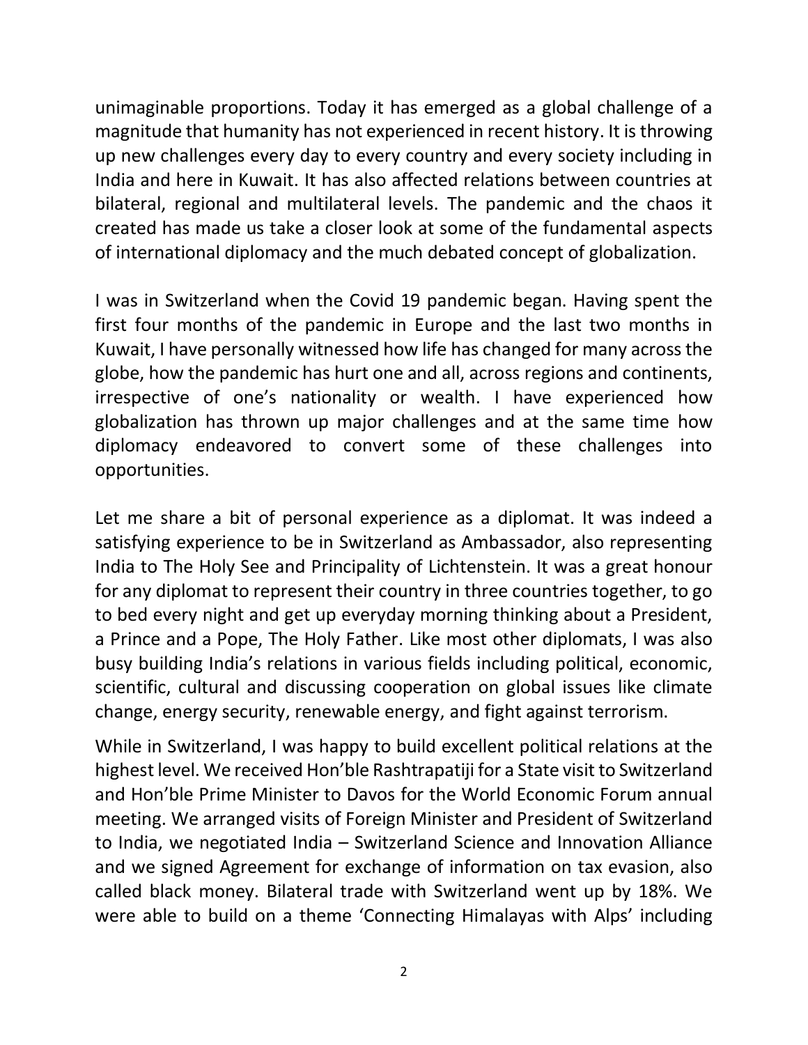unimaginable proportions. Today it has emerged as a global challenge of a magnitude that humanity has not experienced in recent history. It is throwing up new challenges every day to every country and every society including in India and here in Kuwait. It has also affected relations between countries at bilateral, regional and multilateral levels. The pandemic and the chaos it created has made us take a closer look at some of the fundamental aspects of international diplomacy and the much debated concept of globalization.

I was in Switzerland when the Covid 19 pandemic began. Having spent the first four months of the pandemic in Europe and the last two months in Kuwait, I have personally witnessed how life has changed for many across the globe, how the pandemic has hurt one and all, across regions and continents, irrespective of one's nationality or wealth. I have experienced how globalization has thrown up major challenges and at the same time how diplomacy endeavored to convert some of these challenges into opportunities.

Let me share a bit of personal experience as a diplomat. It was indeed a satisfying experience to be in Switzerland as Ambassador, also representing India to The Holy See and Principality of Lichtenstein. It was a great honour for any diplomat to represent their country in three countries together, to go to bed every night and get up everyday morning thinking about a President, a Prince and a Pope, The Holy Father. Like most other diplomats, I was also busy building India's relations in various fields including political, economic, scientific, cultural and discussing cooperation on global issues like climate change, energy security, renewable energy, and fight against terrorism.

While in Switzerland, I was happy to build excellent political relations at the highest level. We received Hon'ble Rashtrapatiji for a State visit to Switzerland and Hon'ble Prime Minister to Davos for the World Economic Forum annual meeting. We arranged visits of Foreign Minister and President of Switzerland to India, we negotiated India – Switzerland Science and Innovation Alliance and we signed Agreement for exchange of information on tax evasion, also called black money. Bilateral trade with Switzerland went up by 18%. We were able to build on a theme 'Connecting Himalayas with Alps' including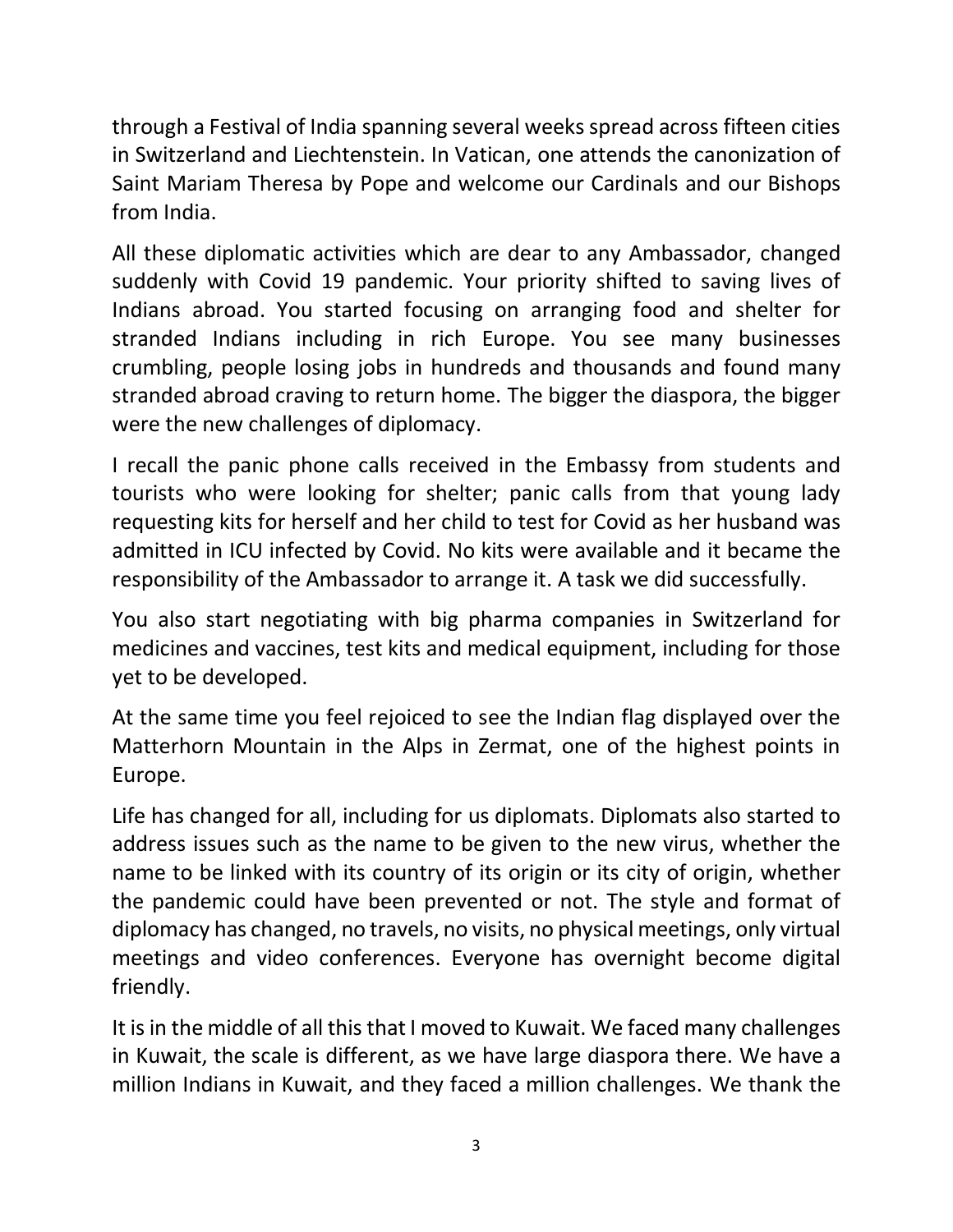through a Festival of India spanning several weeks spread across fifteen cities in Switzerland and Liechtenstein. In Vatican, one attends the canonization of Saint Mariam Theresa by Pope and welcome our Cardinals and our Bishops from India.

All these diplomatic activities which are dear to any Ambassador, changed suddenly with Covid 19 pandemic. Your priority shifted to saving lives of Indians abroad. You started focusing on arranging food and shelter for stranded Indians including in rich Europe. You see many businesses crumbling, people losing jobs in hundreds and thousands and found many stranded abroad craving to return home. The bigger the diaspora, the bigger were the new challenges of diplomacy.

I recall the panic phone calls received in the Embassy from students and tourists who were looking for shelter; panic calls from that young lady requesting kits for herself and her child to test for Covid as her husband was admitted in ICU infected by Covid. No kits were available and it became the responsibility of the Ambassador to arrange it. A task we did successfully.

You also start negotiating with big pharma companies in Switzerland for medicines and vaccines, test kits and medical equipment, including for those yet to be developed.

At the same time you feel rejoiced to see the Indian flag displayed over the Matterhorn Mountain in the Alps in Zermat, one of the highest points in Europe.

Life has changed for all, including for us diplomats. Diplomats also started to address issues such as the name to be given to the new virus, whether the name to be linked with its country of its origin or its city of origin, whether the pandemic could have been prevented or not. The style and format of diplomacy has changed, no travels, no visits, no physical meetings, only virtual meetings and video conferences. Everyone has overnight become digital friendly.

It is in the middle of all this that I moved to Kuwait. We faced many challenges in Kuwait, the scale is different, as we have large diaspora there. We have a million Indians in Kuwait, and they faced a million challenges. We thank the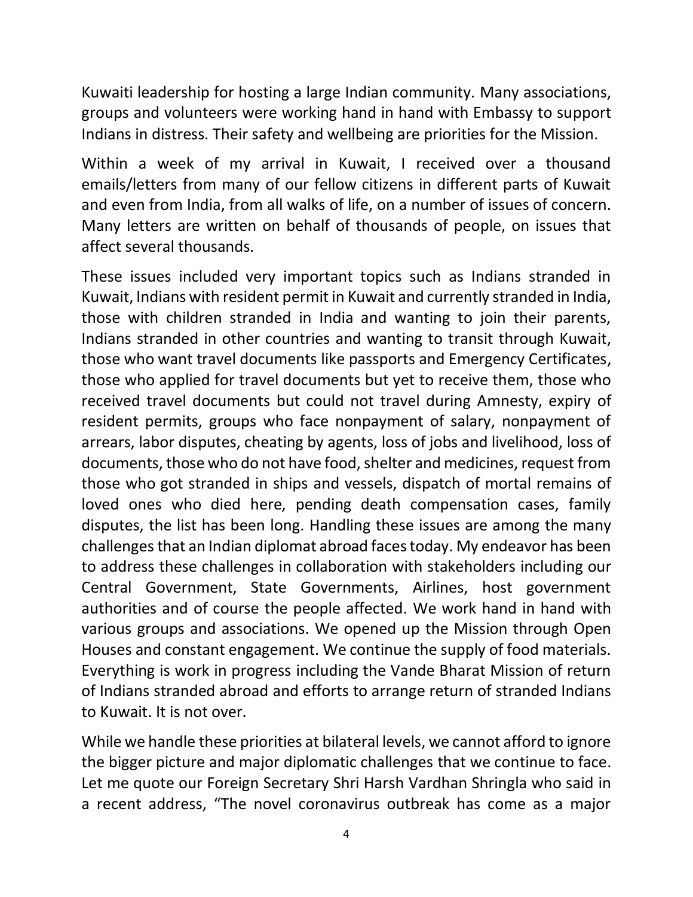Kuwaiti leadership for hosting a large Indian community. Many associations, groups and volunteers were working hand in hand with Embassy to support Indians in distress. Their safety and wellbeing are priorities for the Mission.

Within a week of my arrival in Kuwait, I received over a thousand emails/letters from many of our fellow citizens in different parts of Kuwait and even from India, from all walks of life, on a number of issues of concern. Many letters are written on behalf of thousands of people, on issues that affect several thousands.

These issues included very important topics such as Indians stranded in Kuwait, Indians with resident permit in Kuwait and currently stranded in India, those with children stranded in India and wanting to join their parents, Indians stranded in other countries and wanting to transit through Kuwait, those who want travel documents like passports and Emergency Certificates, those who applied for travel documents but yet to receive them, those who received travel documents but could not travel during Amnesty, expiry of resident permits, groups who face nonpayment of salary, nonpayment of arrears, labor disputes, cheating by agents, loss of jobs and livelihood, loss of documents, those who do not have food, shelter and medicines, request from those who got stranded in ships and vessels, dispatch of mortal remains of loved ones who died here, pending death compensation cases, family disputes, the list has been long. Handling these issues are among the many challenges that an Indian diplomat abroad faces today. My endeavor has been to address these challenges in collaboration with stakeholders including our Central Government, State Governments, Airlines, host government authorities and of course the people affected. We work hand in hand with various groups and associations. We opened up the Mission through Open Houses and constant engagement. We continue the supply of food materials. Everything is work in progress including the Vande Bharat Mission of return of Indians stranded abroad and efforts to arrange return of stranded Indians to Kuwait. It is not over.

While we handle these priorities at bilateral levels, we cannot afford to ignore the bigger picture and major diplomatic challenges that we continue to face. Let me quote our Foreign Secretary Shri Harsh Vardhan Shringla who said in a recent address, “The novel coronavirus outbreak has come as a major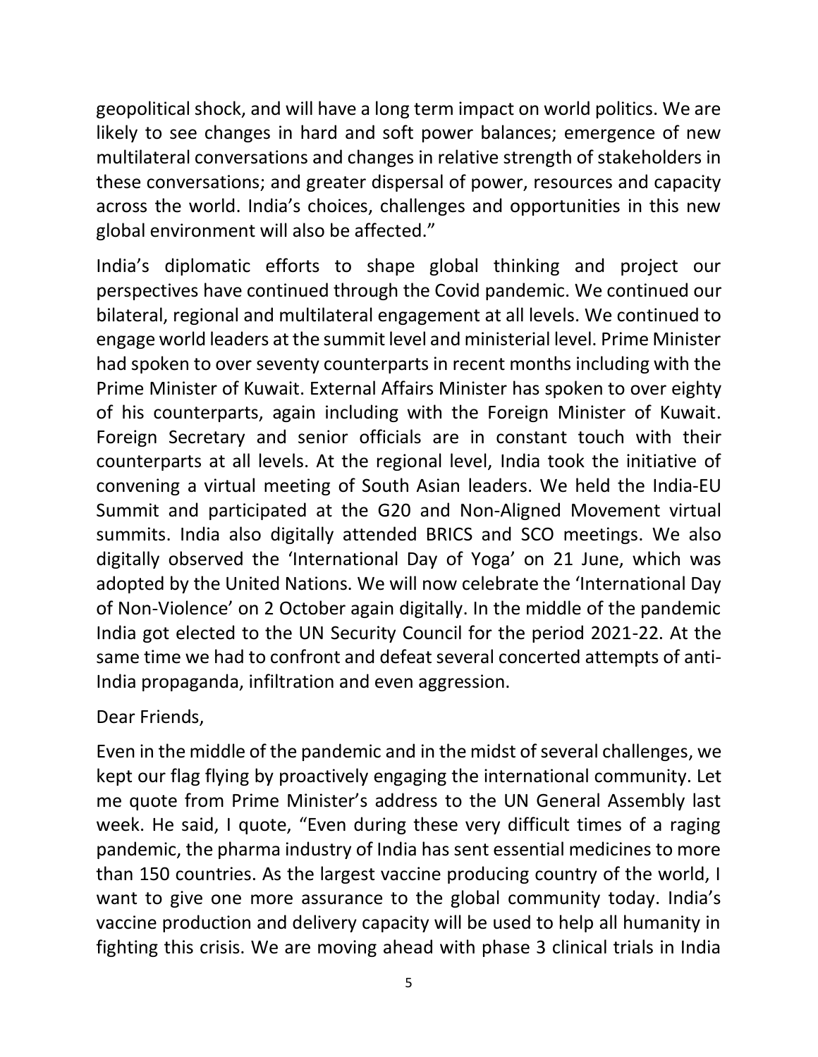geopolitical shock, and will have a long term impact on world politics. We are likely to see changes in hard and soft power balances; emergence of new multilateral conversations and changes in relative strength of stakeholders in these conversations; and greater dispersal of power, resources and capacity across the world. India's choices, challenges and opportunities in this new global environment will also be affected."

India's diplomatic efforts to shape global thinking and project our perspectives have continued through the Covid pandemic. We continued our bilateral, regional and multilateral engagement at all levels. We continued to engage world leaders at the summit level and ministerial level. Prime Minister had spoken to over seventy counterparts in recent months including with the Prime Minister of Kuwait. External Affairs Minister has spoken to over eighty of his counterparts, again including with the Foreign Minister of Kuwait. Foreign Secretary and senior officials are in constant touch with their counterparts at all levels. At the regional level, India took the initiative of convening a virtual meeting of South Asian leaders. We held the India-EU Summit and participated at the G20 and Non-Aligned Movement virtual summits. India also digitally attended BRICS and SCO meetings. We also digitally observed the 'International Day of Yoga' on 21 June, which was adopted by the United Nations. We will now celebrate the 'International Day of Non-Violence' on 2 October again digitally. In the middle of the pandemic India got elected to the UN Security Council for the period 2021-22. At the same time we had to confront and defeat several concerted attempts of anti-India propaganda, infiltration and even aggression.

Dear Friends,

Even in the middle of the pandemic and in the midst of several challenges, we kept our flag flying by proactively engaging the international community. Let me quote from Prime Minister's address to the UN General Assembly last week. He said, I quote, "Even during these very difficult times of a raging pandemic, the pharma industry of India has sent essential medicines to more than 150 countries. As the largest vaccine producing country of the world, I want to give one more assurance to the global community today. India's vaccine production and delivery capacity will be used to help all humanity in fighting this crisis. We are moving ahead with phase 3 clinical trials in India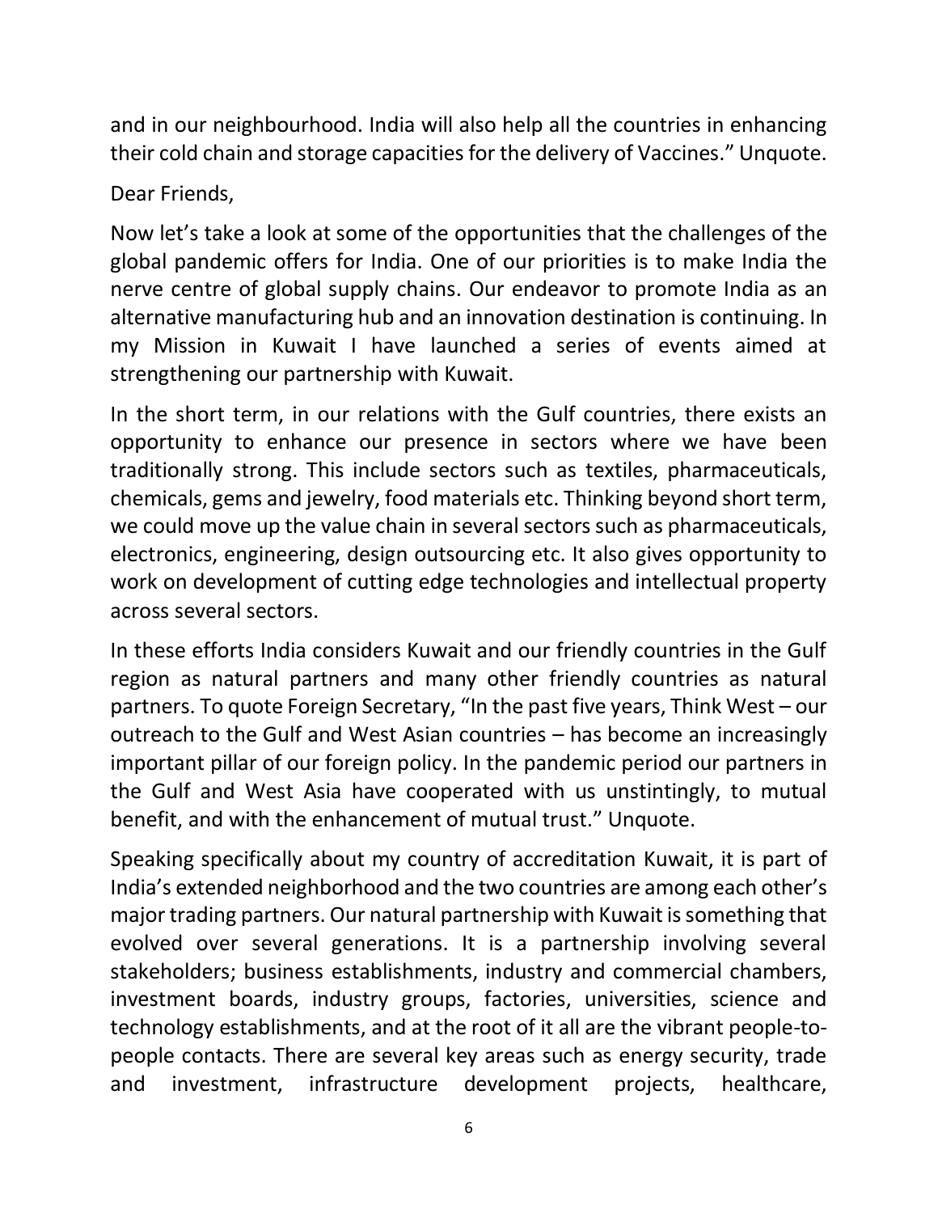and in our neighbourhood. India will also help all the countries in enhancing their cold chain and storage capacities for the delivery of Vaccines." Unquote.

Dear Friends,

Now let's take a look at some of the opportunities that the challenges of the global pandemic offers for India. One of our priorities is to make India the nerve centre of global supply chains. Our endeavor to promote India as an alternative manufacturing hub and an innovation destination is continuing. In my Mission in Kuwait I have launched a series of events aimed at strengthening our partnership with Kuwait.

In the short term, in our relations with the Gulf countries, there exists an opportunity to enhance our presence in sectors where we have been traditionally strong. This include sectors such as textiles, pharmaceuticals, chemicals, gems and jewelry, food materials etc. Thinking beyond short term, we could move up the value chain in several sectors such as pharmaceuticals, electronics, engineering, design outsourcing etc. It also gives opportunity to work on development of cutting edge technologies and intellectual property across several sectors.

In these efforts India considers Kuwait and our friendly countries in the Gulf region as natural partners and many other friendly countries as natural partners. To quote Foreign Secretary, "In the past five years, Think West – our outreach to the Gulf and West Asian countries – has become an increasingly important pillar of our foreign policy. In the pandemic period our partners in the Gulf and West Asia have cooperated with us unstintingly, to mutual benefit, and with the enhancement of mutual trust." Unquote.

Speaking specifically about my country of accreditation Kuwait, it is part of India's extended neighborhood and the two countries are among each other's major trading partners. Our natural partnership with Kuwait is something that evolved over several generations. It is a partnership involving several stakeholders; business establishments, industry and commercial chambers, investment boards, industry groups, factories, universities, science and technology establishments, and at the root of it all are the vibrant people-to-people contacts. There are several key areas such as energy security, trade and investment, infrastructure development projects, healthcare,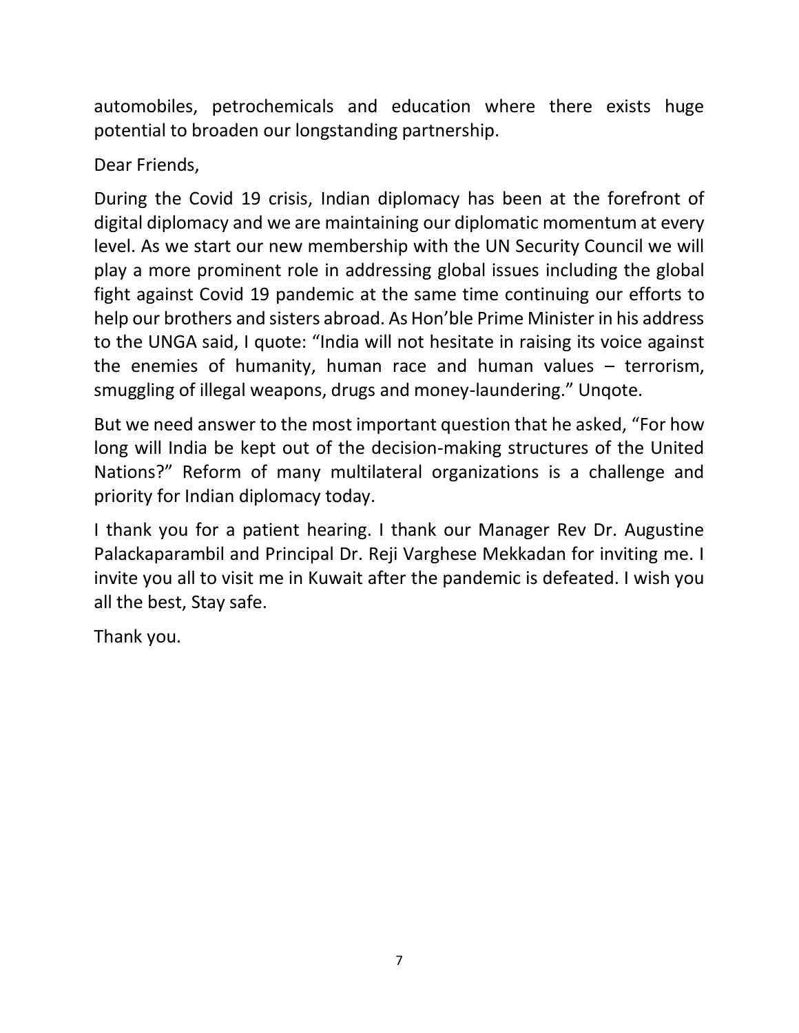automobiles, petrochemicals and education where there exists huge potential to broaden our longstanding partnership.

Dear Friends,

During the Covid 19 crisis, Indian diplomacy has been at the forefront of digital diplomacy and we are maintaining our diplomatic momentum at every level. As we start our new membership with the UN Security Council we will play a more prominent role in addressing global issues including the global fight against Covid 19 pandemic at the same time continuing our efforts to help our brothers and sisters abroad. As Hon'ble Prime Minister in his address to the UNGA said, I quote: "India will not hesitate in raising its voice against the enemies of humanity, human race and human values – terrorism, smuggling of illegal weapons, drugs and money-laundering." Unqote.

But we need answer to the most important question that he asked, "For how long will India be kept out of the decision-making structures of the United Nations?" Reform of many multilateral organizations is a challenge and priority for Indian diplomacy today.

I thank you for a patient hearing. I thank our Manager Rev Dr. Augustine Palackaparambil and Principal Dr. Reji Varghese Mekkadan for inviting me. I invite you all to visit me in Kuwait after the pandemic is defeated. I wish you all the best, Stay safe.

Thank you.